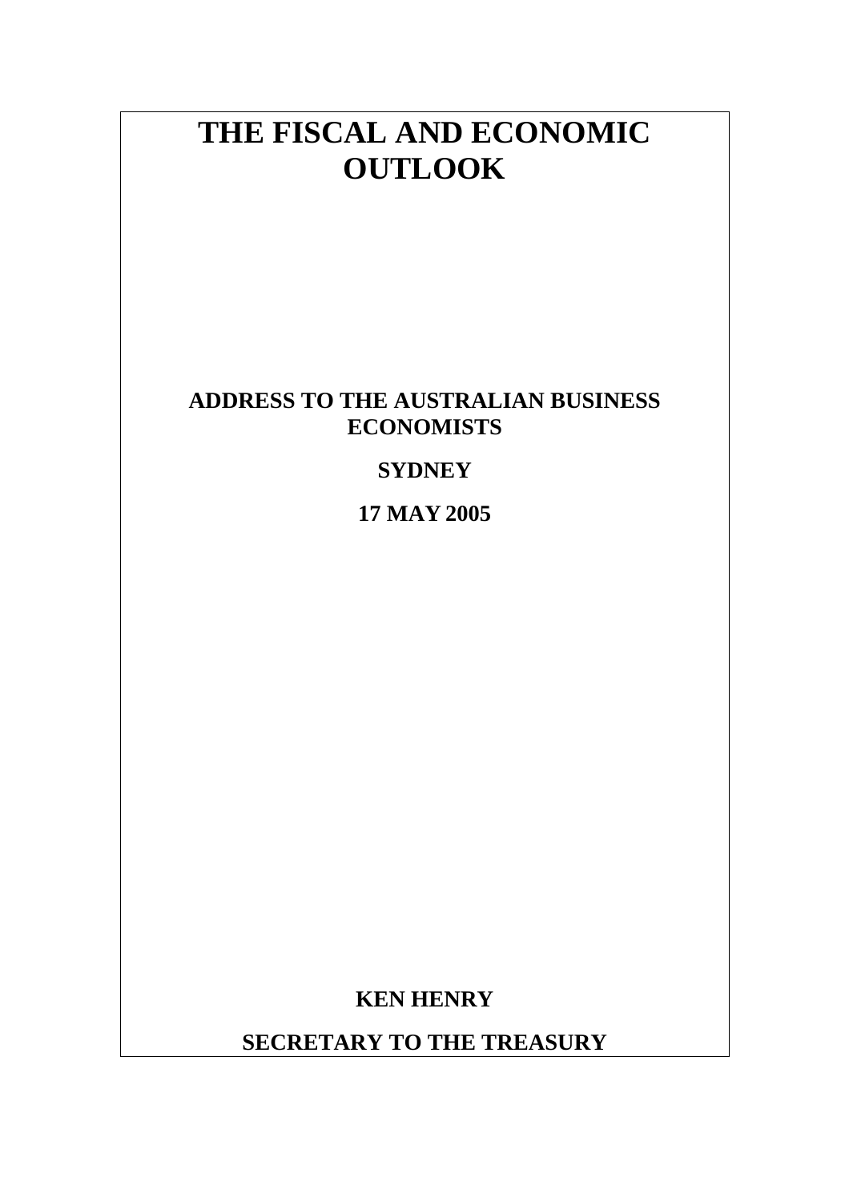# THE FISCAL AND ECONOMIC OUTLOOK

**ADDRESS TO THE AUSTRALIAN BUSINESS ECONOMISTS**

**SYDNEY**

**17 MAY 2005**

**KEN HENRY**

**SECRETARY TO THE TREASURY**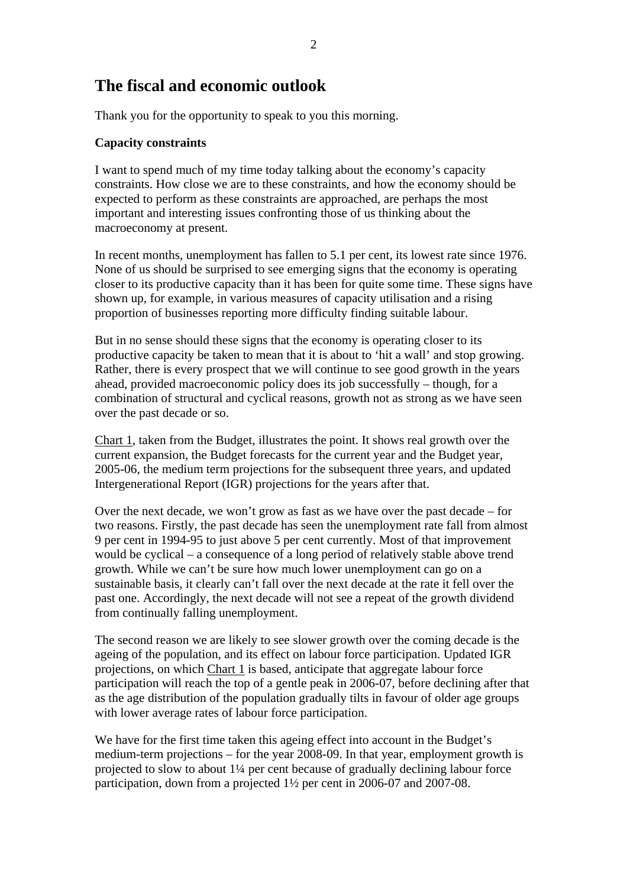# The fiscal and economic outlook

Thank you for the opportunity to speak to you this morning.

**Capacity constraints**

I want to spend much of my time today talking about the economy's capacity constraints. How close we are to these constraints, and how the economy should be expected to perform as these constraints are approached, are perhaps the most important and interesting issues confronting those of us thinking about the macroeconomy at present.

In recent months, unemployment has fallen to 5.1 per cent, its lowest rate since 1976. None of us should be surprised to see emerging signs that the economy is operating closer to its productive capacity than it has been for quite some time. These signs have shown up, for example, in various measures of capacity utilisation and a rising proportion of businesses reporting more difficulty finding suitable labour.

But in no sense should these signs that the economy is operating closer to its productive capacity be taken to mean that it is about to 'hit a wall' and stop growing. Rather, there is every prospect that we will continue to see good growth in the years ahead, provided macroeconomic policy does its job successfully – though, for a combination of structural and cyclical reasons, growth not as strong as we have seen over the past decade or so.

Chart 1, taken from the Budget, illustrates the point. It shows real growth over the current expansion, the Budget forecasts for the current year and the Budget year, 2005-06, the medium term projections for the subsequent three years, and updated Intergenerational Report (IGR) projections for the years after that.

Over the next decade, we won't grow as fast as we have over the past decade – for two reasons. Firstly, the past decade has seen the unemployment rate fall from almost 9 per cent in 1994-95 to just above 5 per cent currently. Most of that improvement would be cyclical – a consequence of a long period of relatively stable above trend growth. While we can't be sure how much lower unemployment can go on a sustainable basis, it clearly can't fall over the next decade at the rate it fell over the past one. Accordingly, the next decade will not see a repeat of the growth dividend from continually falling unemployment.

The second reason we are likely to see slower growth over the coming decade is the ageing of the population, and its effect on labour force participation. Updated IGR projections, on which Chart 1 is based, anticipate that aggregate labour force participation will reach the top of a gentle peak in 2006-07, before declining after that as the age distribution of the population gradually tilts in favour of older age groups with lower average rates of labour force participation.

We have for the first time taken this ageing effect into account in the Budget's medium-term projections – for the year 2008-09. In that year, employment growth is projected to slow to about 1¼ per cent because of gradually declining labour force participation, down from a projected 1½ per cent in 2006-07 and 2007-08.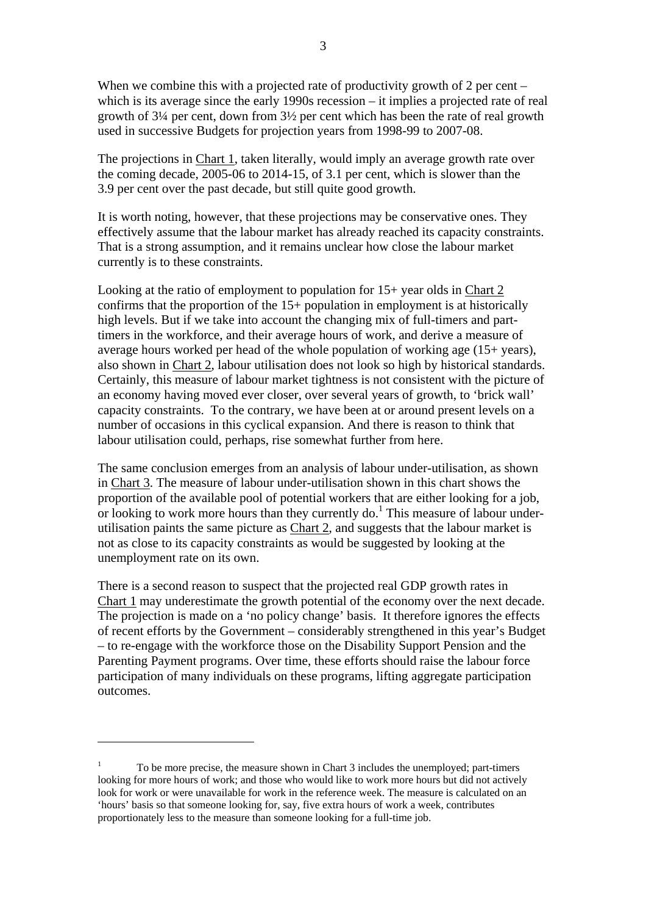When we combine this with a projected rate of productivity growth of 2 per cent – which is its average since the early 1990s recession – it implies a projected rate of real growth of 3¼ per cent, down from 3½ per cent which has been the rate of real growth used in successive Budgets for projection years from 1998-99 to 2007-08.

The projections in Chart 1, taken literally, would imply an average growth rate over the coming decade, 2005-06 to 2014-15, of 3.1 per cent, which is slower than the 3.9 per cent over the past decade, but still quite good growth.

It is worth noting, however, that these projections may be conservative ones. They effectively assume that the labour market has already reached its capacity constraints. That is a strong assumption, and it remains unclear how close the labour market currently is to these constraints.

Looking at the ratio of employment to population for 15+ year olds in Chart 2 confirms that the proportion of the 15+ population in employment is at historically high levels. But if we take into account the changing mix of full-timers and part-timers in the workforce, and their average hours of work, and derive a measure of average hours worked per head of the whole population of working age (15+ years), also shown in Chart 2, labour utilisation does not look so high by historical standards. Certainly, this measure of labour market tightness is not consistent with the picture of an economy having moved ever closer, over several years of growth, to 'brick wall' capacity constraints. To the contrary, we have been at or around present levels on a number of occasions in this cyclical expansion. And there is reason to think that labour utilisation could, perhaps, rise somewhat further from here.

The same conclusion emerges from an analysis of labour under-utilisation, as shown in Chart 3. The measure of labour under-utilisation shown in this chart shows the proportion of the available pool of potential workers that are either looking for a job, or looking to work more hours than they currently do.[1] This measure of labour under-utilisation paints the same picture as Chart 2, and suggests that the labour market is not as close to its capacity constraints as would be suggested by looking at the unemployment rate on its own.

There is a second reason to suspect that the projected real GDP growth rates in Chart 1 may underestimate the growth potential of the economy over the next decade. The projection is made on a 'no policy change' basis. It therefore ignores the effects of recent efforts by the Government – considerably strengthened in this year's Budget – to re-engage with the workforce those on the Disability Support Pension and the Parenting Payment programs. Over time, these efforts should raise the labour force participation of many individuals on these programs, lifting aggregate participation outcomes.

---

[1] To be more precise, the measure shown in Chart 3 includes the unemployed; part-timers looking for more hours of work; and those who would like to work more hours but did not actively look for work or were unavailable for work in the reference week. The measure is calculated on an 'hours' basis so that someone looking for, say, five extra hours of work a week, contributes proportionately less to the measure than someone looking for a full-time job.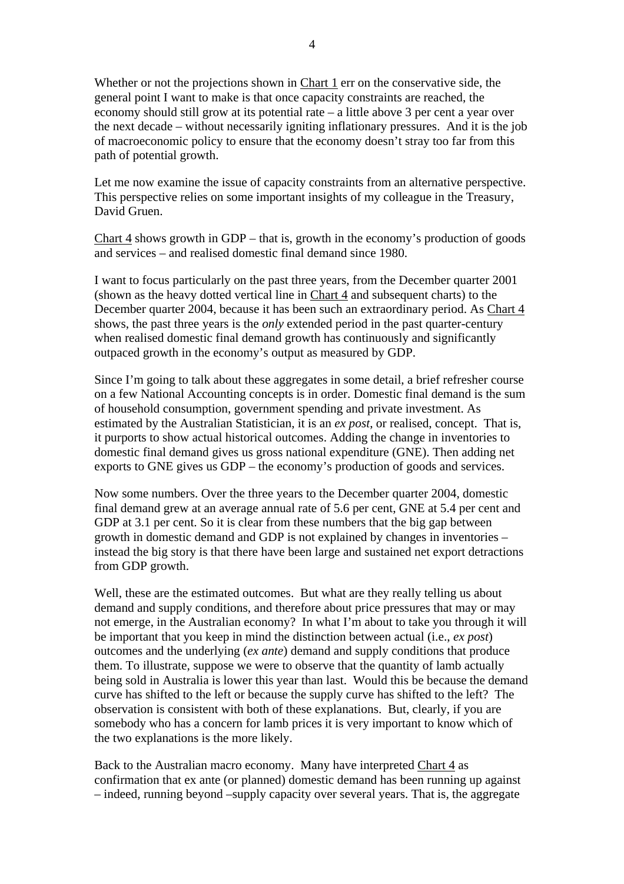Whether or not the projections shown in Chart 1 err on the conservative side, the general point I want to make is that once capacity constraints are reached, the economy should still grow at its potential rate – a little above 3 per cent a year over the next decade – without necessarily igniting inflationary pressures. And it is the job of macroeconomic policy to ensure that the economy doesn't stray too far from this path of potential growth.

Let me now examine the issue of capacity constraints from an alternative perspective. This perspective relies on some important insights of my colleague in the Treasury, David Gruen.

Chart 4 shows growth in GDP – that is, growth in the economy's production of goods and services – and realised domestic final demand since 1980.

I want to focus particularly on the past three years, from the December quarter 2001 (shown as the heavy dotted vertical line in Chart 4 and subsequent charts) to the December quarter 2004, because it has been such an extraordinary period. As Chart 4 shows, the past three years is the *only* extended period in the past quarter-century when realised domestic final demand growth has continuously and significantly outpaced growth in the economy's output as measured by GDP.

Since I'm going to talk about these aggregates in some detail, a brief refresher course on a few National Accounting concepts is in order. Domestic final demand is the sum of household consumption, government spending and private investment. As estimated by the Australian Statistician, it is an *ex post*, or realised, concept. That is, it purports to show actual historical outcomes. Adding the change in inventories to domestic final demand gives us gross national expenditure (GNE). Then adding net exports to GNE gives us GDP – the economy's production of goods and services.

Now some numbers. Over the three years to the December quarter 2004, domestic final demand grew at an average annual rate of 5.6 per cent, GNE at 5.4 per cent and GDP at 3.1 per cent. So it is clear from these numbers that the big gap between growth in domestic demand and GDP is not explained by changes in inventories – instead the big story is that there have been large and sustained net export detractions from GDP growth.

Well, these are the estimated outcomes. But what are they really telling us about demand and supply conditions, and therefore about price pressures that may or may not emerge, in the Australian economy? In what I'm about to take you through it will be important that you keep in mind the distinction between actual (i.e., *ex post*) outcomes and the underlying (*ex ante*) demand and supply conditions that produce them. To illustrate, suppose we were to observe that the quantity of lamb actually being sold in Australia is lower this year than last. Would this be because the demand curve has shifted to the left or because the supply curve has shifted to the left? The observation is consistent with both of these explanations. But, clearly, if you are somebody who has a concern for lamb prices it is very important to know which of the two explanations is the more likely.

Back to the Australian macro economy. Many have interpreted Chart 4 as confirmation that ex ante (or planned) domestic demand has been running up against – indeed, running beyond –supply capacity over several years. That is, the aggregate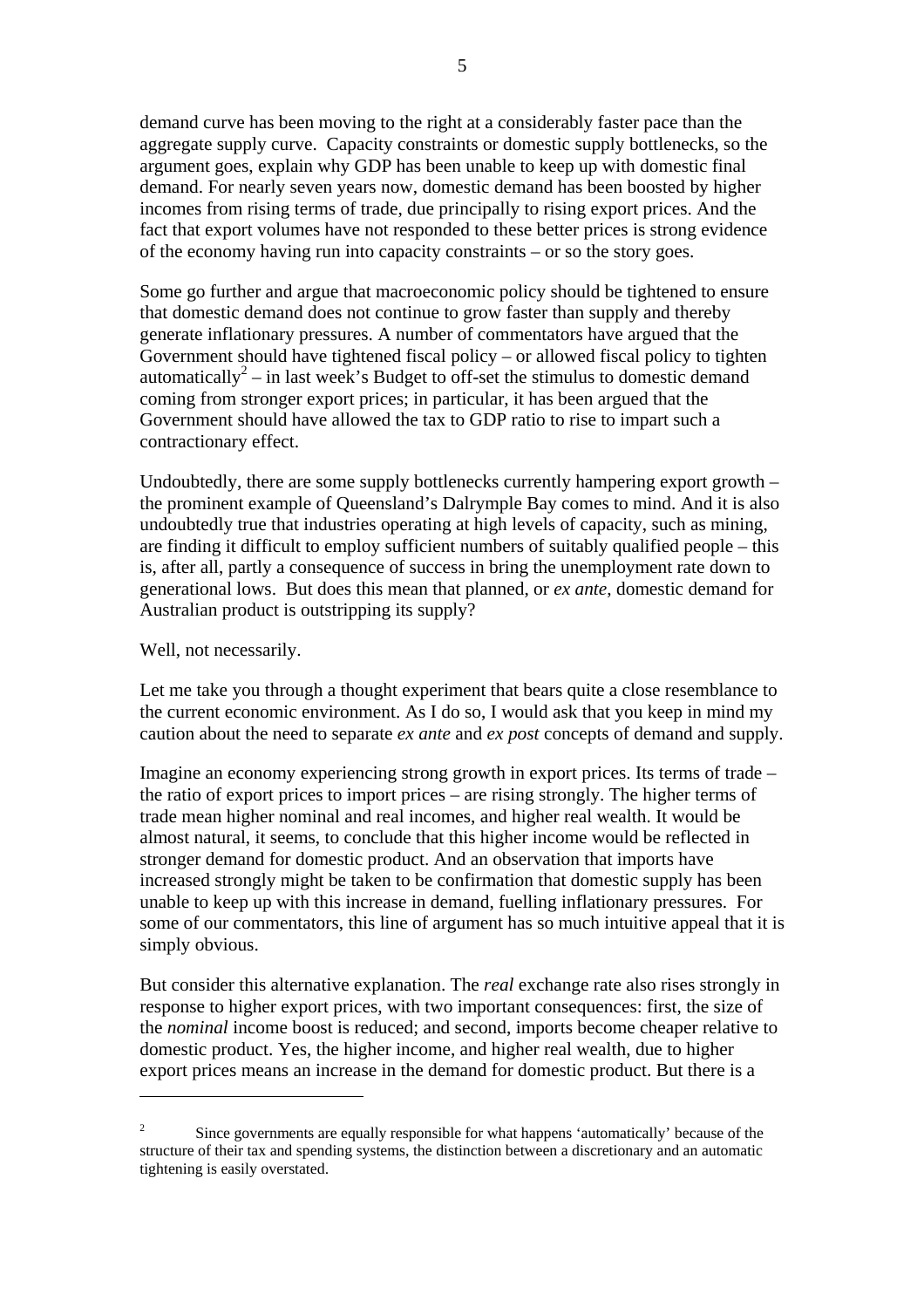demand curve has been moving to the right at a considerably faster pace than the aggregate supply curve. Capacity constraints or domestic supply bottlenecks, so the argument goes, explain why GDP has been unable to keep up with domestic final demand. For nearly seven years now, domestic demand has been boosted by higher incomes from rising terms of trade, due principally to rising export prices. And the fact that export volumes have not responded to these better prices is strong evidence of the economy having run into capacity constraints – or so the story goes.

Some go further and argue that macroeconomic policy should be tightened to ensure that domestic demand does not continue to grow faster than supply and thereby generate inflationary pressures. A number of commentators have argued that the Government should have tightened fiscal policy – or allowed fiscal policy to tighten automatically[2] – in last week's Budget to off-set the stimulus to domestic demand coming from stronger export prices; in particular, it has been argued that the Government should have allowed the tax to GDP ratio to rise to impart such a contractionary effect.

Undoubtedly, there are some supply bottlenecks currently hampering export growth – the prominent example of Queensland's Dalrymple Bay comes to mind. And it is also undoubtedly true that industries operating at high levels of capacity, such as mining, are finding it difficult to employ sufficient numbers of suitably qualified people – this is, after all, partly a consequence of success in bring the unemployment rate down to generational lows. But does this mean that planned, or *ex ante*, domestic demand for Australian product is outstripping its supply?

Well, not necessarily.

Let me take you through a thought experiment that bears quite a close resemblance to the current economic environment. As I do so, I would ask that you keep in mind my caution about the need to separate *ex ante* and *ex post* concepts of demand and supply.

Imagine an economy experiencing strong growth in export prices. Its terms of trade – the ratio of export prices to import prices – are rising strongly. The higher terms of trade mean higher nominal and real incomes, and higher real wealth. It would be almost natural, it seems, to conclude that this higher income would be reflected in stronger demand for domestic product. And an observation that imports have increased strongly might be taken to be confirmation that domestic supply has been unable to keep up with this increase in demand, fuelling inflationary pressures. For some of our commentators, this line of argument has so much intuitive appeal that it is simply obvious.

But consider this alternative explanation. The *real* exchange rate also rises strongly in response to higher export prices, with two important consequences: first, the size of the *nominal* income boost is reduced; and second, imports become cheaper relative to domestic product. Yes, the higher income, and higher real wealth, due to higher export prices means an increase in the demand for domestic product. But there is a

[2] Since governments are equally responsible for what happens 'automatically' because of the structure of their tax and spending systems, the distinction between a discretionary and an automatic tightening is easily overstated.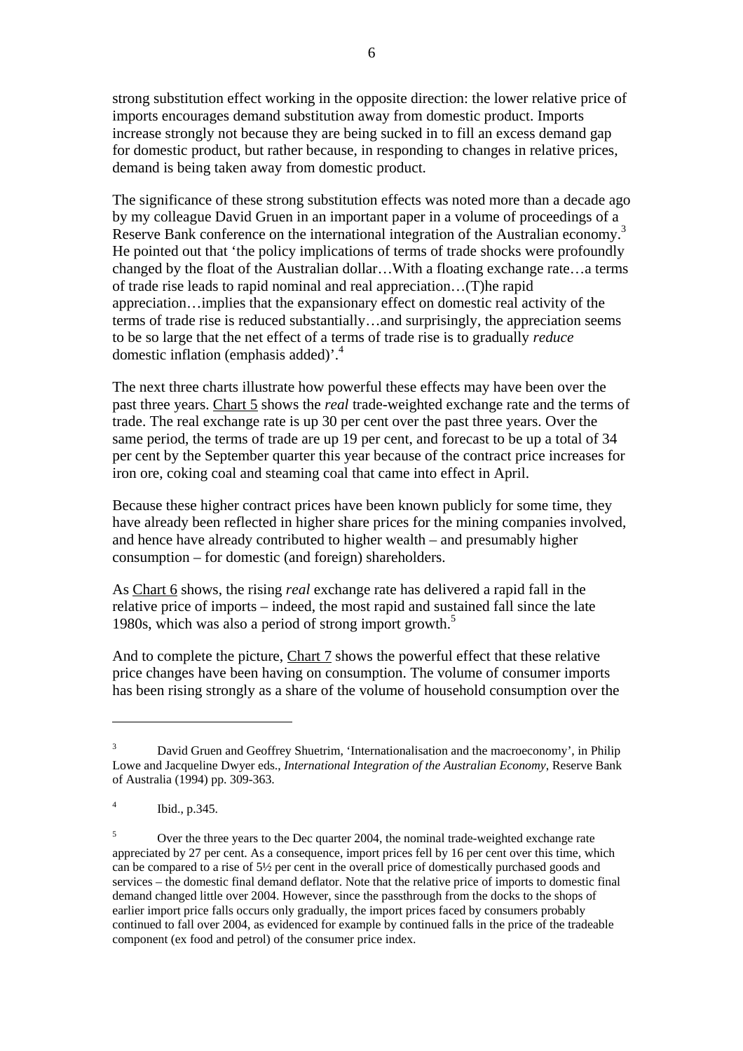strong substitution effect working in the opposite direction: the lower relative price of imports encourages demand substitution away from domestic product. Imports increase strongly not because they are being sucked in to fill an excess demand gap for domestic product, but rather because, in responding to changes in relative prices, demand is being taken away from domestic product.

The significance of these strong substitution effects was noted more than a decade ago by my colleague David Gruen in an important paper in a volume of proceedings of a Reserve Bank conference on the international integration of the Australian economy.[3] He pointed out that 'the policy implications of terms of trade shocks were profoundly changed by the float of the Australian dollar…With a floating exchange rate…a terms of trade rise leads to rapid nominal and real appreciation…(T)he rapid appreciation…implies that the expansionary effect on domestic real activity of the terms of trade rise is reduced substantially…and surprisingly, the appreciation seems to be so large that the net effect of a terms of trade rise is to gradually *reduce* domestic inflation (emphasis added)'.[4]

The next three charts illustrate how powerful these effects may have been over the past three years. Chart 5 shows the *real* trade-weighted exchange rate and the terms of trade. The real exchange rate is up 30 per cent over the past three years. Over the same period, the terms of trade are up 19 per cent, and forecast to be up a total of 34 per cent by the September quarter this year because of the contract price increases for iron ore, coking coal and steaming coal that came into effect in April.

Because these higher contract prices have been known publicly for some time, they have already been reflected in higher share prices for the mining companies involved, and hence have already contributed to higher wealth – and presumably higher consumption – for domestic (and foreign) shareholders.

As Chart 6 shows, the rising *real* exchange rate has delivered a rapid fall in the relative price of imports – indeed, the most rapid and sustained fall since the late 1980s, which was also a period of strong import growth.[5]

And to complete the picture, Chart 7 shows the powerful effect that these relative price changes have been having on consumption. The volume of consumer imports has been rising strongly as a share of the volume of household consumption over the

---

[3] David Gruen and Geoffrey Shuetrim, 'Internationalisation and the macroeconomy', in Philip Lowe and Jacqueline Dwyer eds., *International Integration of the Australian Economy*, Reserve Bank of Australia (1994) pp. 309-363.

[4] Ibid., p.345.

[5] Over the three years to the Dec quarter 2004, the nominal trade-weighted exchange rate appreciated by 27 per cent. As a consequence, import prices fell by 16 per cent over this time, which can be compared to a rise of 5½ per cent in the overall price of domestically purchased goods and services – the domestic final demand deflator. Note that the relative price of imports to domestic final demand changed little over 2004. However, since the passthrough from the docks to the shops of earlier import price falls occurs only gradually, the import prices faced by consumers probably continued to fall over 2004, as evidenced for example by continued falls in the price of the tradeable component (ex food and petrol) of the consumer price index.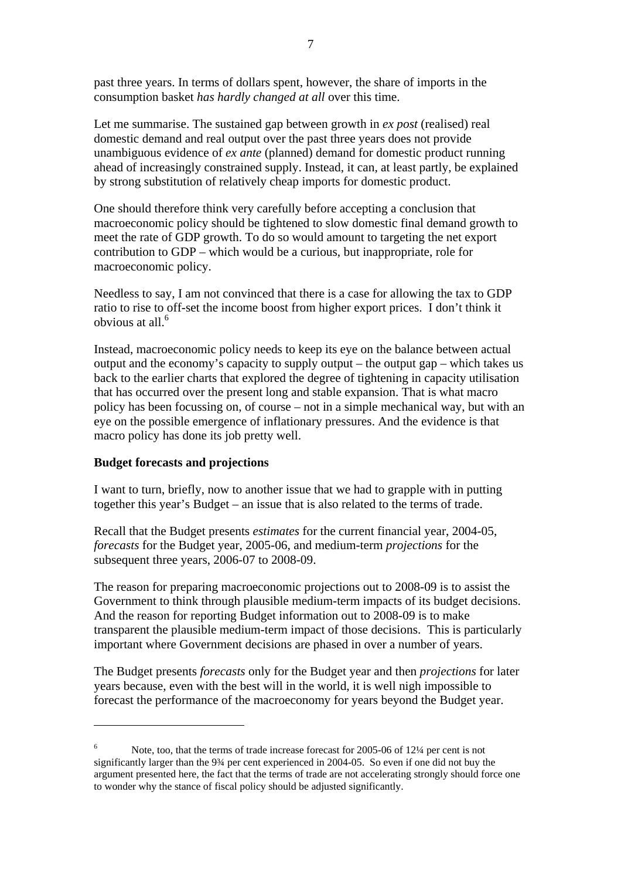past three years. In terms of dollars spent, however, the share of imports in the consumption basket *has hardly changed at all* over this time.

Let me summarise. The sustained gap between growth in *ex post* (realised) real domestic demand and real output over the past three years does not provide unambiguous evidence of *ex ante* (planned) demand for domestic product running ahead of increasingly constrained supply. Instead, it can, at least partly, be explained by strong substitution of relatively cheap imports for domestic product.

One should therefore think very carefully before accepting a conclusion that macroeconomic policy should be tightened to slow domestic final demand growth to meet the rate of GDP growth. To do so would amount to targeting the net export contribution to GDP – which would be a curious, but inappropriate, role for macroeconomic policy.

Needless to say, I am not convinced that there is a case for allowing the tax to GDP ratio to rise to off-set the income boost from higher export prices. I don't think it obvious at all.[6]

Instead, macroeconomic policy needs to keep its eye on the balance between actual output and the economy's capacity to supply output – the output gap – which takes us back to the earlier charts that explored the degree of tightening in capacity utilisation that has occurred over the present long and stable expansion. That is what macro policy has been focussing on, of course – not in a simple mechanical way, but with an eye on the possible emergence of inflationary pressures. And the evidence is that macro policy has done its job pretty well.

**Budget forecasts and projections**

I want to turn, briefly, now to another issue that we had to grapple with in putting together this year's Budget – an issue that is also related to the terms of trade.

Recall that the Budget presents *estimates* for the current financial year, 2004-05, *forecasts* for the Budget year, 2005-06, and medium-term *projections* for the subsequent three years, 2006-07 to 2008-09.

The reason for preparing macroeconomic projections out to 2008-09 is to assist the Government to think through plausible medium-term impacts of its budget decisions. And the reason for reporting Budget information out to 2008-09 is to make transparent the plausible medium-term impact of those decisions. This is particularly important where Government decisions are phased in over a number of years.

The Budget presents *forecasts* only for the Budget year and then *projections* for later years because, even with the best will in the world, it is well nigh impossible to forecast the performance of the macroeconomy for years beyond the Budget year.

---

[6] Note, too, that the terms of trade increase forecast for 2005-06 of 12¼ per cent is not significantly larger than the 9¾ per cent experienced in 2004-05. So even if one did not buy the argument presented here, the fact that the terms of trade are not accelerating strongly should force one to wonder why the stance of fiscal policy should be adjusted significantly.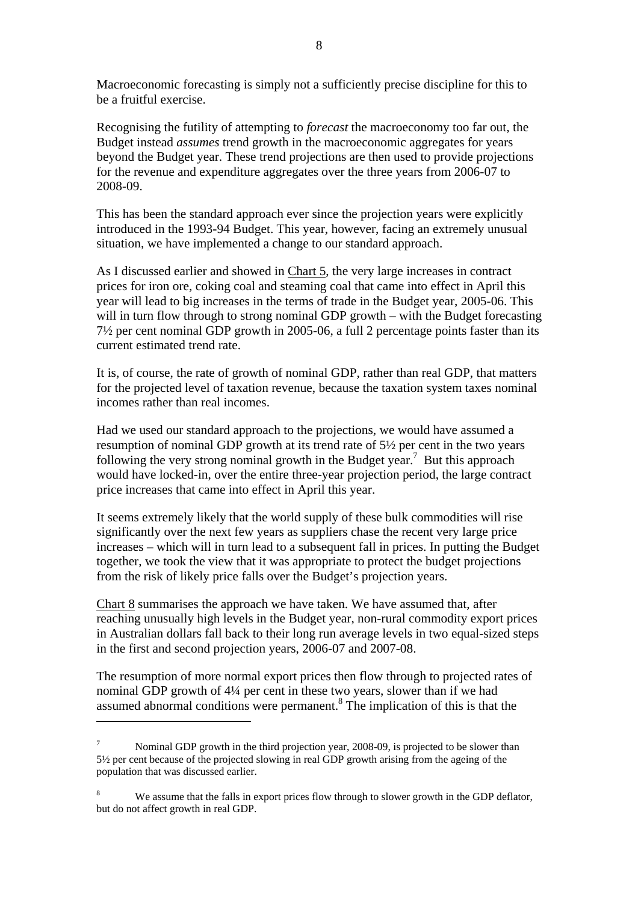Macroeconomic forecasting is simply not a sufficiently precise discipline for this to be a fruitful exercise.

Recognising the futility of attempting to *forecast* the macroeconomy too far out, the Budget instead *assumes* trend growth in the macroeconomic aggregates for years beyond the Budget year. These trend projections are then used to provide projections for the revenue and expenditure aggregates over the three years from 2006-07 to 2008-09.

This has been the standard approach ever since the projection years were explicitly introduced in the 1993-94 Budget. This year, however, facing an extremely unusual situation, we have implemented a change to our standard approach.

As I discussed earlier and showed in Chart 5, the very large increases in contract prices for iron ore, coking coal and steaming coal that came into effect in April this year will lead to big increases in the terms of trade in the Budget year, 2005-06. This will in turn flow through to strong nominal GDP growth – with the Budget forecasting 7½ per cent nominal GDP growth in 2005-06, a full 2 percentage points faster than its current estimated trend rate.

It is, of course, the rate of growth of nominal GDP, rather than real GDP, that matters for the projected level of taxation revenue, because the taxation system taxes nominal incomes rather than real incomes.

Had we used our standard approach to the projections, we would have assumed a resumption of nominal GDP growth at its trend rate of 5½ per cent in the two years following the very strong nominal growth in the Budget year.[7] But this approach would have locked-in, over the entire three-year projection period, the large contract price increases that came into effect in April this year.

It seems extremely likely that the world supply of these bulk commodities will rise significantly over the next few years as suppliers chase the recent very large price increases – which will in turn lead to a subsequent fall in prices. In putting the Budget together, we took the view that it was appropriate to protect the budget projections from the risk of likely price falls over the Budget's projection years.

Chart 8 summarises the approach we have taken. We have assumed that, after reaching unusually high levels in the Budget year, non-rural commodity export prices in Australian dollars fall back to their long run average levels in two equal-sized steps in the first and second projection years, 2006-07 and 2007-08.

The resumption of more normal export prices then flow through to projected rates of nominal GDP growth of 4¼ per cent in these two years, slower than if we had assumed abnormal conditions were permanent.[8] The implication of this is that the

---

[7] Nominal GDP growth in the third projection year, 2008-09, is projected to be slower than 5½ per cent because of the projected slowing in real GDP growth arising from the ageing of the population that was discussed earlier.

[8] We assume that the falls in export prices flow through to slower growth in the GDP deflator, but do not affect growth in real GDP.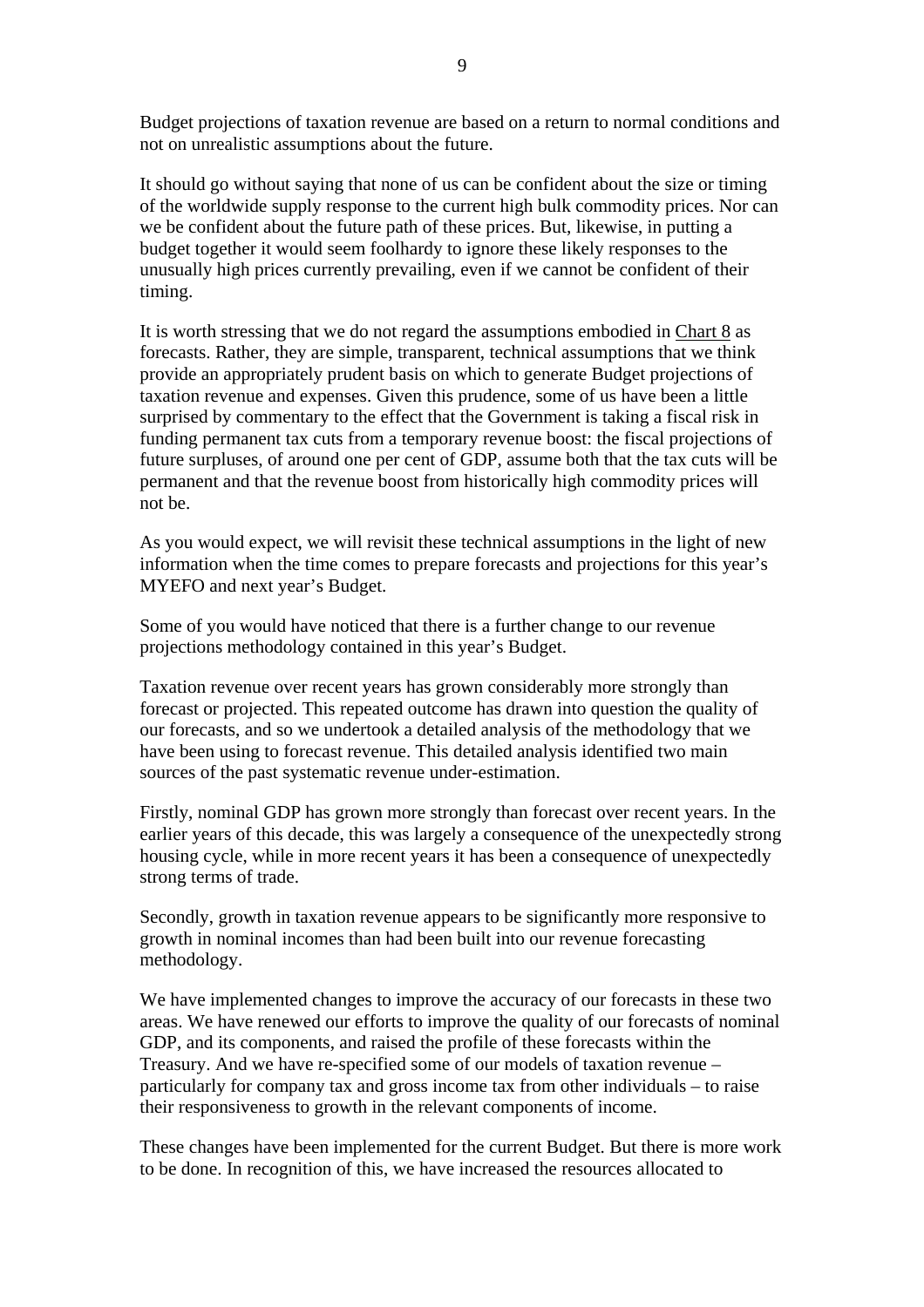Budget projections of taxation revenue are based on a return to normal conditions and not on unrealistic assumptions about the future.

It should go without saying that none of us can be confident about the size or timing of the worldwide supply response to the current high bulk commodity prices. Nor can we be confident about the future path of these prices. But, likewise, in putting a budget together it would seem foolhardy to ignore these likely responses to the unusually high prices currently prevailing, even if we cannot be confident of their timing.

It is worth stressing that we do not regard the assumptions embodied in Chart 8 as forecasts. Rather, they are simple, transparent, technical assumptions that we think provide an appropriately prudent basis on which to generate Budget projections of taxation revenue and expenses. Given this prudence, some of us have been a little surprised by commentary to the effect that the Government is taking a fiscal risk in funding permanent tax cuts from a temporary revenue boost: the fiscal projections of future surpluses, of around one per cent of GDP, assume both that the tax cuts will be permanent and that the revenue boost from historically high commodity prices will not be.

As you would expect, we will revisit these technical assumptions in the light of new information when the time comes to prepare forecasts and projections for this year's MYEFO and next year's Budget.

Some of you would have noticed that there is a further change to our revenue projections methodology contained in this year's Budget.

Taxation revenue over recent years has grown considerably more strongly than forecast or projected. This repeated outcome has drawn into question the quality of our forecasts, and so we undertook a detailed analysis of the methodology that we have been using to forecast revenue. This detailed analysis identified two main sources of the past systematic revenue under-estimation.

Firstly, nominal GDP has grown more strongly than forecast over recent years. In the earlier years of this decade, this was largely a consequence of the unexpectedly strong housing cycle, while in more recent years it has been a consequence of unexpectedly strong terms of trade.

Secondly, growth in taxation revenue appears to be significantly more responsive to growth in nominal incomes than had been built into our revenue forecasting methodology.

We have implemented changes to improve the accuracy of our forecasts in these two areas. We have renewed our efforts to improve the quality of our forecasts of nominal GDP, and its components, and raised the profile of these forecasts within the Treasury. And we have re-specified some of our models of taxation revenue – particularly for company tax and gross income tax from other individuals – to raise their responsiveness to growth in the relevant components of income.

These changes have been implemented for the current Budget. But there is more work to be done. In recognition of this, we have increased the resources allocated to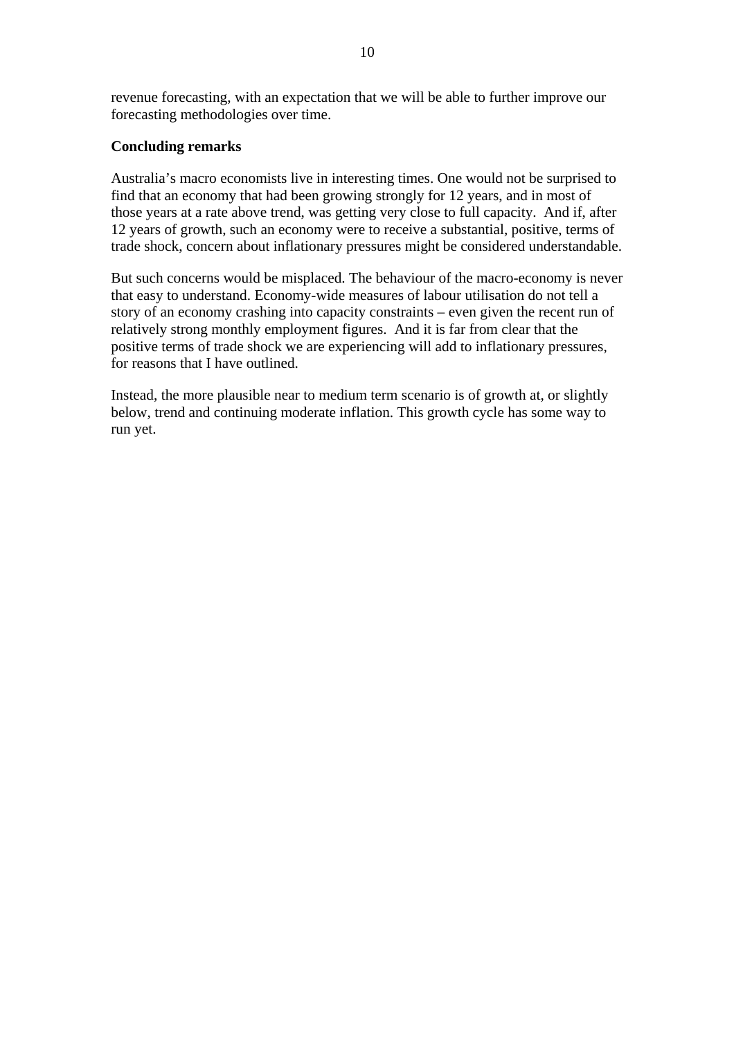revenue forecasting, with an expectation that we will be able to further improve our forecasting methodologies over time.

## Concluding remarks

Australia's macro economists live in interesting times. One would not be surprised to find that an economy that had been growing strongly for 12 years, and in most of those years at a rate above trend, was getting very close to full capacity. And if, after 12 years of growth, such an economy were to receive a substantial, positive, terms of trade shock, concern about inflationary pressures might be considered understandable.

But such concerns would be misplaced. The behaviour of the macro-economy is never that easy to understand. Economy-wide measures of labour utilisation do not tell a story of an economy crashing into capacity constraints – even given the recent run of relatively strong monthly employment figures. And it is far from clear that the positive terms of trade shock we are experiencing will add to inflationary pressures, for reasons that I have outlined.

Instead, the more plausible near to medium term scenario is of growth at, or slightly below, trend and continuing moderate inflation. This growth cycle has some way to run yet.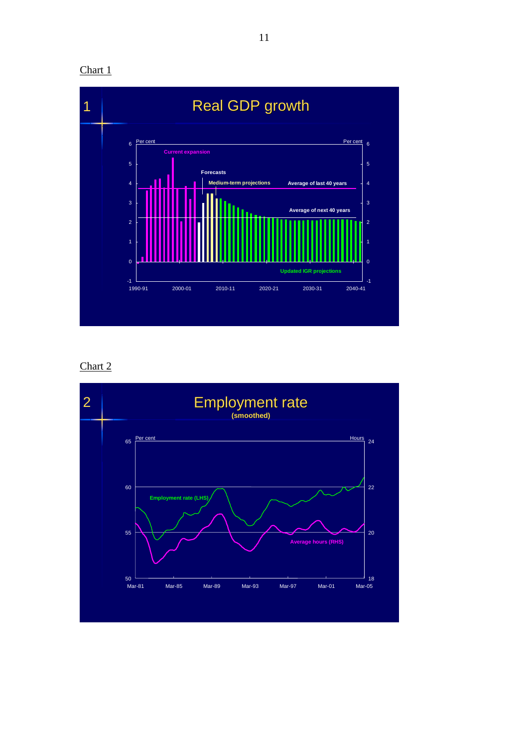Chart 1

# 1 Real GDP growth

Per cent | Per cent

Current expansion

Forecasts

Medium-term projections

Average of last 40 years

Average of next 40 years

Updated IGR projections

6, 5, 4, 3, 2, 1, 0, -1

1990-91, 2000-01, 2010-11, 2020-21, 2030-31, 2040-41

Chart 2

# 2 Employment rate

**(smoothed)**

Per cent | Hours

Employment rate (LHS)

Average hours (RHS)

65, 60, 55, 50

24, 22, 20, 18

Mar-81, Mar-85, Mar-89, Mar-93, Mar-97, Mar-01, Mar-05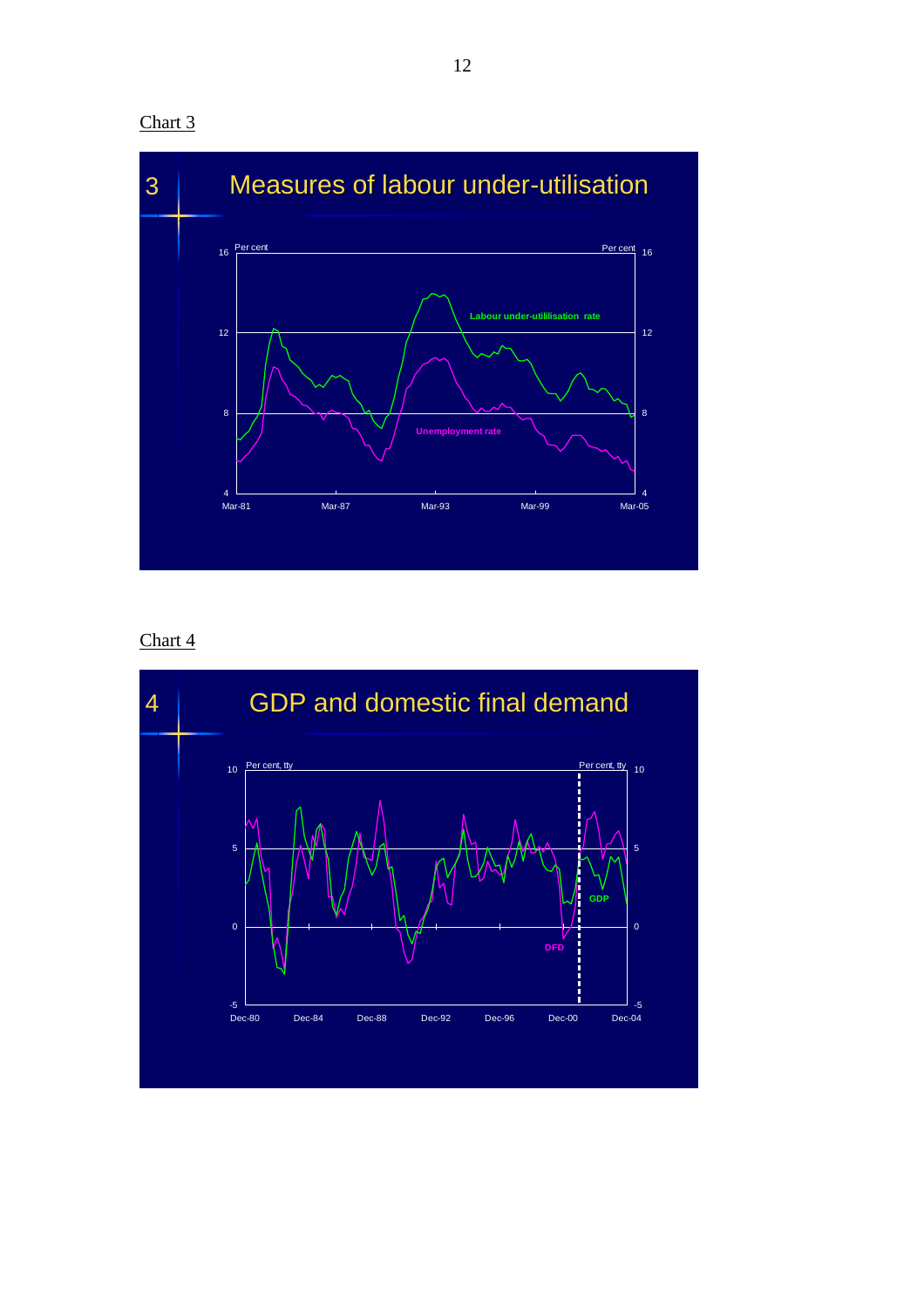Chart 3

3 Measures of labour under-utilisation

Chart 4

4 GDP and domestic final demand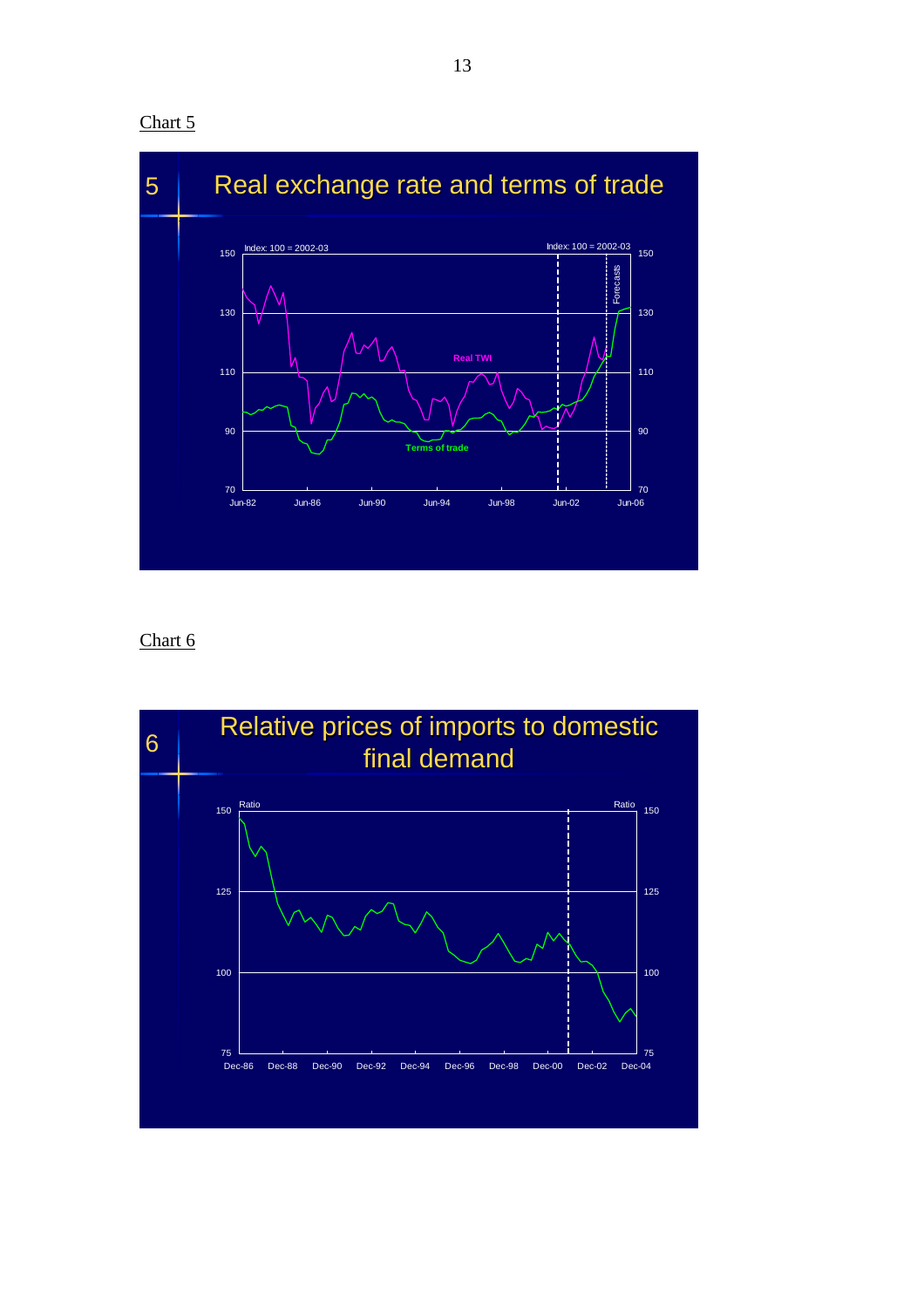Chart 5

5 Real exchange rate and terms of trade

Index: 100 = 2002-03

Real TWI

Terms of trade

Forecasts

Jun-82 Jun-86 Jun-90 Jun-94 Jun-98 Jun-02 Jun-06

Chart 6

6 Relative prices of imports to domestic final demand

Ratio

Dec-86 Dec-88 Dec-90 Dec-92 Dec-94 Dec-96 Dec-98 Dec-00 Dec-02 Dec-04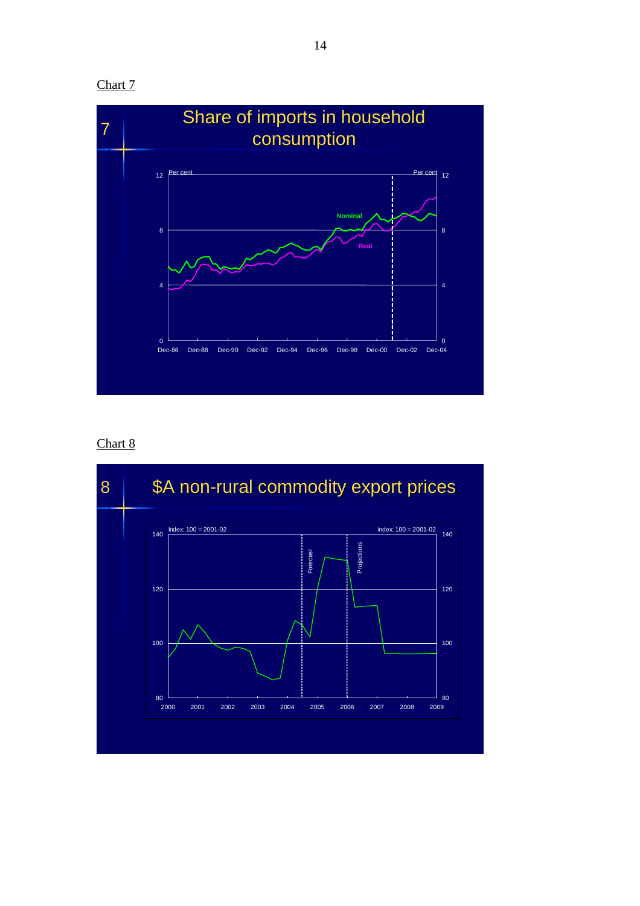Chart 7

7

Share of imports in household consumption

Per cent

Per cent

12

8

4

0

Nominal

Real

Dec-86 Dec-88 Dec-90 Dec-92 Dec-94 Dec-96 Dec-98 Dec-00 Dec-02 Dec-04

Chart 8

8

$A non-rural commodity export prices

Index: 100 = 2001-02

Index: 100 = 2001-02

140

120

100

80

Forecast

Projections

2000 2001 2002 2003 2004 2005 2006 2007 2008 2009